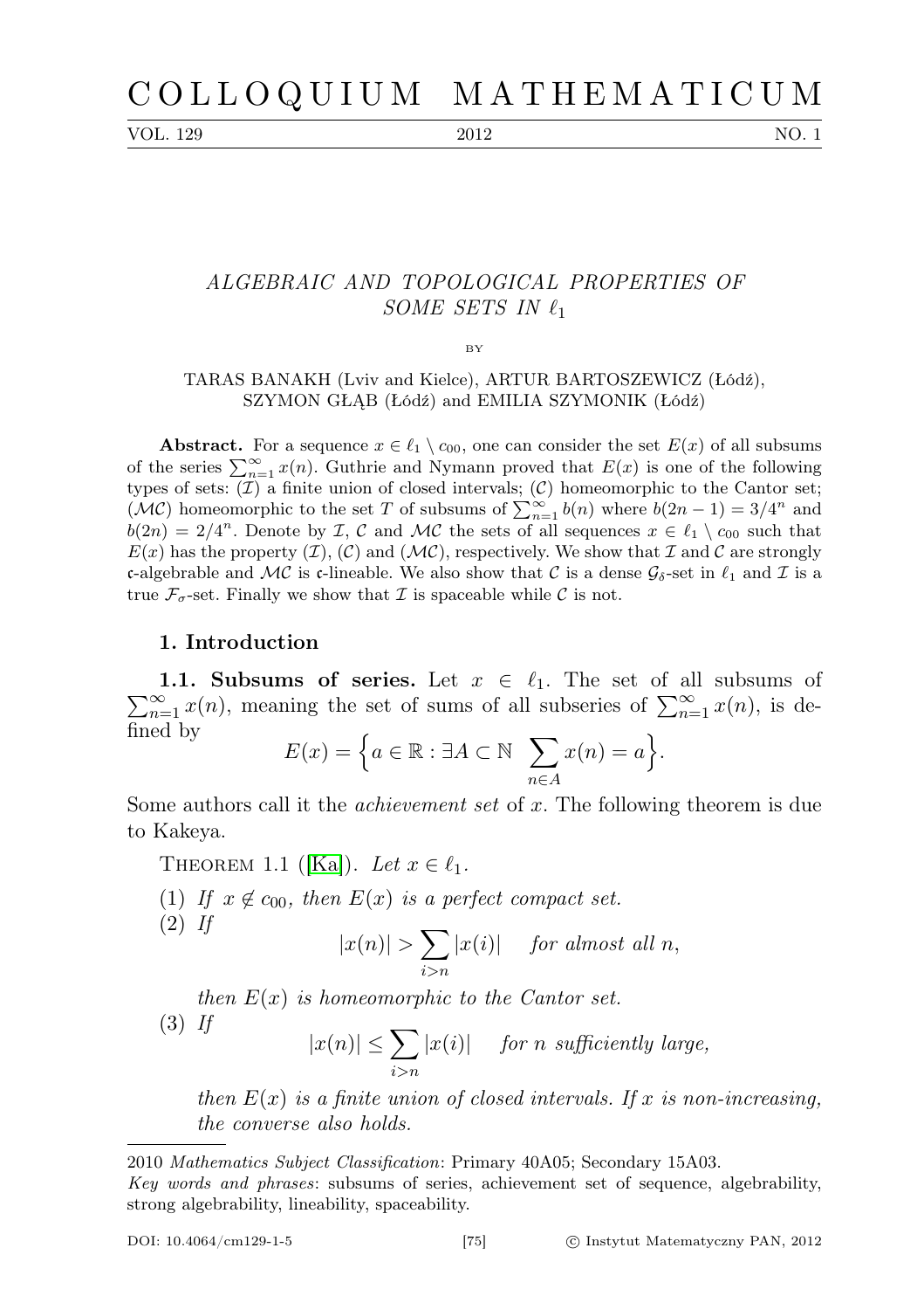# ALGEBRAIC AND TOPOLOGICAL PROPERTIES OF SOME SETS IN $\ell_1$

BY

TARAS BANAKH (Lviv and Kielce), ARTUR BARTOSZEWICZ (Łódź), SZYMON GŁĄB (Łódź) and EMILIA SZYMONIK (Łódź)

**Abstract.** For a sequence $x \in \ell_1 \setminus c_{00}$, one can consider the set $E(x)$ of all subsums of the series $\sum_{n=1}^{\infty} x(n)$. Guthrie and Nymann proved that $E(x)$ is one of the following types of sets: $(\mathcal{I})$ a finite union of closed intervals; $(\mathcal{C})$ homeomorphic to the Cantor set; $(\mathcal{MC})$ homeomorphic to the set $T$ of subsums of $\sum_{n=1}^{\infty} b(n)$ where $b(2n-1) = 3/4^n$ and $b(2n) = 2/4^n$. Denote by $\mathcal{I}$, $\mathcal{C}$ and $\mathcal{MC}$ the sets of all sequences $x \in \ell_1 \setminus c_{00}$ such that $E(x)$ has the property $(\mathcal{I})$, $(\mathcal{C})$ and $(\mathcal{MC})$, respectively. We show that $\mathcal{I}$ and $\mathcal{C}$ are strongly $\mathfrak{c}$-algebrable and $\mathcal{MC}$ is $\mathfrak{c}$-lineable. We also show that $\mathcal{C}$ is a dense $\mathcal{G}_\delta$-set in $\ell_1$ and $\mathcal{I}$ is a true $\mathcal{F}_\sigma$-set. Finally we show that $\mathcal{I}$ is spaceable while $\mathcal{C}$ is not.

## 1. Introduction

**1.1. Subsums of series.** Let $x \in \ell_1$. The set of all subsums of $\sum_{n=1}^{\infty} x(n)$, meaning the set of sums of all subseries of $\sum_{n=1}^{\infty} x(n)$, is defined by

$$E(x) = \Big\{ a \in \mathbb{R} : \exists A \subset \mathbb{N} \ \sum_{n \in A} x(n) = a \Big\}.$$

Some authors call it the *achievement set* of $x$. The following theorem is due to Kakeya.

THEOREM 1.1 ([Ka]). *Let $x \in \ell_1$.*

1. *If $x \notin c_{00}$, then $E(x)$ is a perfect compact set.*
2. *If*
$$|x(n)| > \sum_{i>n} |x(i)| \quad \text{for almost all } n,$$
*then $E(x)$ is homeomorphic to the Cantor set.*
3. *If*
$$|x(n)| \leq \sum_{i>n} |x(i)| \quad \text{for } n \text{ sufficiently large},$$
*then $E(x)$ is a finite union of closed intervals. If $x$ is non-increasing, the converse also holds.*

---

2010 *Mathematics Subject Classification*: Primary 40A05; Secondary 15A03.

*Key words and phrases*: subsums of series, achievement set of sequence, algebrability, strong algebrability, lineability, spaceability.

DOI: 10.4064/cm129-1-5 © Instytut Matematyczny PAN, 2012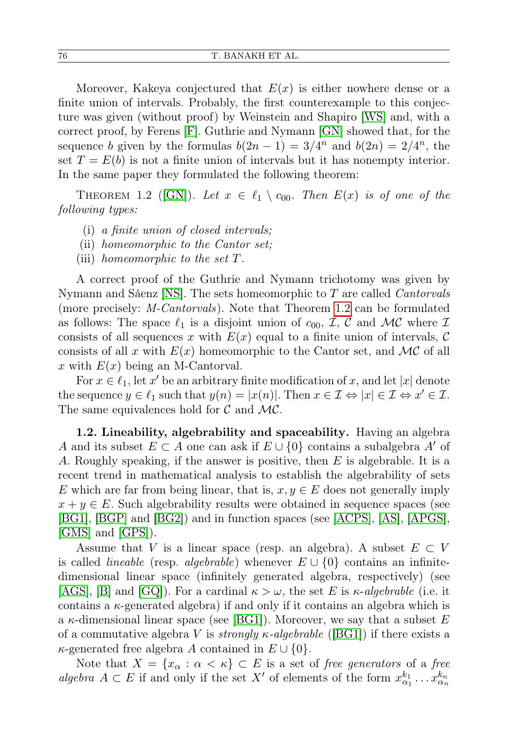Moreover, Kakeya conjectured that $E(x)$ is either nowhere dense or a finite union of intervals. Probably, the first counterexample to this conjecture was given (without proof) by Weinstein and Shapiro [WS] and, with a correct proof, by Ferens [F]. Guthrie and Nymann [GN] showed that, for the sequence $b$ given by the formulas $b(2n-1) = 3/4^n$ and $b(2n) = 2/4^n$, the set $T = E(b)$ is not a finite union of intervals but it has nonempty interior. In the same paper they formulated the following theorem:

THEOREM 1.2 ([GN]). *Let $x \in \ell_1 \setminus c_{00}$. Then $E(x)$ is of one of the following types:*

(i) *a finite union of closed intervals;*
(ii) *homeomorphic to the Cantor set;*
(iii) *homeomorphic to the set $T$.*

A correct proof of the Guthrie and Nymann trichotomy was given by Nymann and Sáenz [NS]. The sets homeomorphic to $T$ are called *Cantorvals* (more precisely: *M-Cantorvals*). Note that Theorem 1.2 can be formulated as follows: The space $\ell_1$ is a disjoint union of $c_{00}$, $\mathcal{I}$, $\mathcal{C}$ and $\mathcal{MC}$ where $\mathcal{I}$ consists of all sequences $x$ with $E(x)$ equal to a finite union of intervals, $\mathcal{C}$ consists of all $x$ with $E(x)$ homeomorphic to the Cantor set, and $\mathcal{MC}$ of all $x$ with $E(x)$ being an M-Cantorval.

For $x \in \ell_1$, let $x'$ be an arbitrary finite modification of $x$, and let $|x|$ denote the sequence $y \in \ell_1$ such that $y(n) = |x(n)|$. Then $x \in \mathcal{I} \Leftrightarrow |x| \in \mathcal{I} \Leftrightarrow x' \in \mathcal{I}$. The same equivalences hold for $\mathcal{C}$ and $\mathcal{MC}$.

**1.2. Lineability, algebrability and spaceability.** Having an algebra $A$ and its subset $E \subset A$ one can ask if $E \cup \{0\}$ contains a subalgebra $A'$ of $A$. Roughly speaking, if the answer is positive, then $E$ is algebrable. It is a recent trend in mathematical analysis to establish the algebrability of sets $E$ which are far from being linear, that is, $x, y \in E$ does not generally imply $x + y \in E$. Such algebrability results were obtained in sequence spaces (see [BG1], [BGP] and [BG2]) and in function spaces (see [ACPS], [AS], [APGS], [GMS] and [GPS]).

Assume that $V$ is a linear space (resp. an algebra). A subset $E \subset V$ is called *lineable* (resp. *algebrable*) whenever $E \cup \{0\}$ contains an infinite-dimensional linear space (infinitely generated algebra, respectively) (see [AGS], [B] and [GQ]). For a cardinal $\kappa > \omega$, the set $E$ is *$\kappa$-algebrable* (i.e. it contains a $\kappa$-generated algebra) if and only if it contains an algebra which is a $\kappa$-dimensional linear space (see [BG1]). Moreover, we say that a subset $E$ of a commutative algebra $V$ is *strongly $\kappa$-algebrable* ([BG1]) if there exists a $\kappa$-generated free algebra $A$ contained in $E \cup \{0\}$.

Note that $X = \{x_\alpha : \alpha < \kappa\} \subset E$ is a set of *free generators* of a *free algebra* $A \subset E$ if and only if the set $X'$ of elements of the form $x_{\alpha_1}^{k_1} \dots x_{\alpha_n}^{k_n}$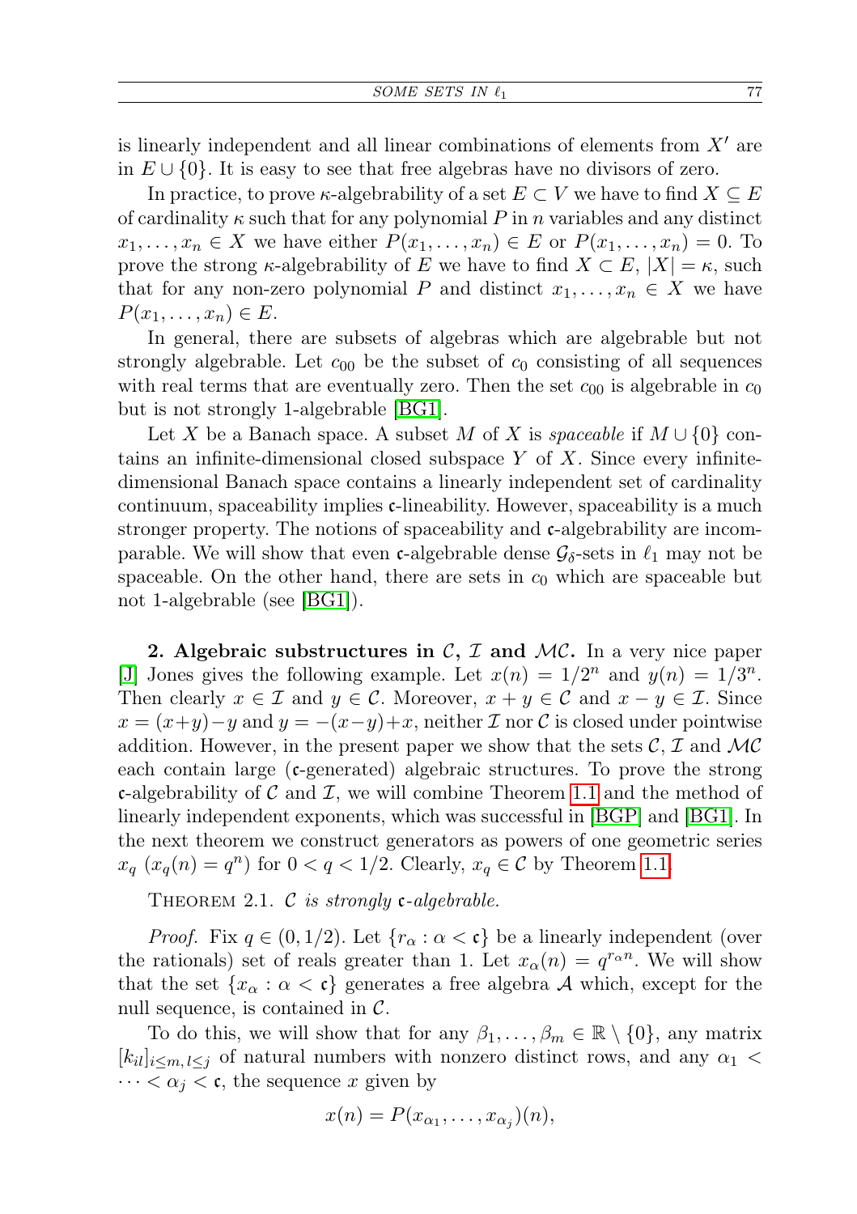is linearly independent and all linear combinations of elements from $X'$ are in $E \cup \{0\}$. It is easy to see that free algebras have no divisors of zero.

In practice, to prove $\kappa$-algebrability of a set $E \subset V$ we have to find $X \subseteq E$ of cardinality $\kappa$ such that for any polynomial $P$ in $n$ variables and any distinct $x_1, \ldots, x_n \in X$ we have either $P(x_1, \ldots, x_n) \in E$ or $P(x_1, \ldots, x_n) = 0$. To prove the strong $\kappa$-algebrability of $E$ we have to find $X \subset E$, $|X| = \kappa$, such that for any non-zero polynomial $P$ and distinct $x_1, \ldots, x_n \in X$ we have $P(x_1, \ldots, x_n) \in E$.

In general, there are subsets of algebras which are algebrable but not strongly algebrable. Let $c_{00}$ be the subset of $c_0$ consisting of all sequences with real terms that are eventually zero. Then the set $c_{00}$ is algebrable in $c_0$ but is not strongly 1-algebrable [BG1].

Let $X$ be a Banach space. A subset $M$ of $X$ is *spaceable* if $M \cup \{0\}$ contains an infinite-dimensional closed subspace $Y$ of $X$. Since every infinite-dimensional Banach space contains a linearly independent set of cardinality continuum, spaceability implies $\mathfrak{c}$-lineability. However, spaceability is a much stronger property. The notions of spaceability and $\mathfrak{c}$-algebrability are incomparable. We will show that even $\mathfrak{c}$-algebrable dense $\mathcal{G}_\delta$-sets in $\ell_1$ may not be spaceable. On the other hand, there are sets in $c_0$ which are spaceable but not 1-algebrable (see [BG1]).

**2. Algebraic substructures in $\mathcal{C}$, $\mathcal{I}$ and $\mathcal{MC}$.** In a very nice paper [J] Jones gives the following example. Let $x(n) = 1/2^n$ and $y(n) = 1/3^n$. Then clearly $x \in \mathcal{I}$ and $y \in \mathcal{C}$. Moreover, $x + y \in \mathcal{C}$ and $x - y \in \mathcal{I}$. Since $x = (x+y) - y$ and $y = -(x-y) + x$, neither $\mathcal{I}$ nor $\mathcal{C}$ is closed under pointwise addition. However, in the present paper we show that the sets $\mathcal{C}$, $\mathcal{I}$ and $\mathcal{MC}$ each contain large ($\mathfrak{c}$-generated) algebraic structures. To prove the strong $\mathfrak{c}$-algebrability of $\mathcal{C}$ and $\mathcal{I}$, we will combine Theorem 1.1 and the method of linearly independent exponents, which was successful in [BGP] and [BG1]. In the next theorem we construct generators as powers of one geometric series $x_q$ ($x_q(n) = q^n$) for $0 < q < 1/2$. Clearly, $x_q \in \mathcal{C}$ by Theorem 1.1.

THEOREM 2.1. *$\mathcal{C}$ is strongly $\mathfrak{c}$-algebrable.*

*Proof.* Fix $q \in (0, 1/2)$. Let $\{r_\alpha : \alpha < \mathfrak{c}\}$ be a linearly independent (over the rationals) set of reals greater than 1. Let $x_\alpha(n) = q^{r_\alpha n}$. We will show that the set $\{x_\alpha : \alpha < \mathfrak{c}\}$ generates a free algebra $\mathcal{A}$ which, except for the null sequence, is contained in $\mathcal{C}$.

To do this, we will show that for any $\beta_1, \ldots, \beta_m \in \mathbb{R} \setminus \{0\}$, any matrix $[k_{il}]_{i \le m, l \le j}$ of natural numbers with nonzero distinct rows, and any $\alpha_1 < \cdots < \alpha_j < \mathfrak{c}$, the sequence $x$ given by

$$x(n) = P(x_{\alpha_1}, \ldots, x_{\alpha_j})(n),$$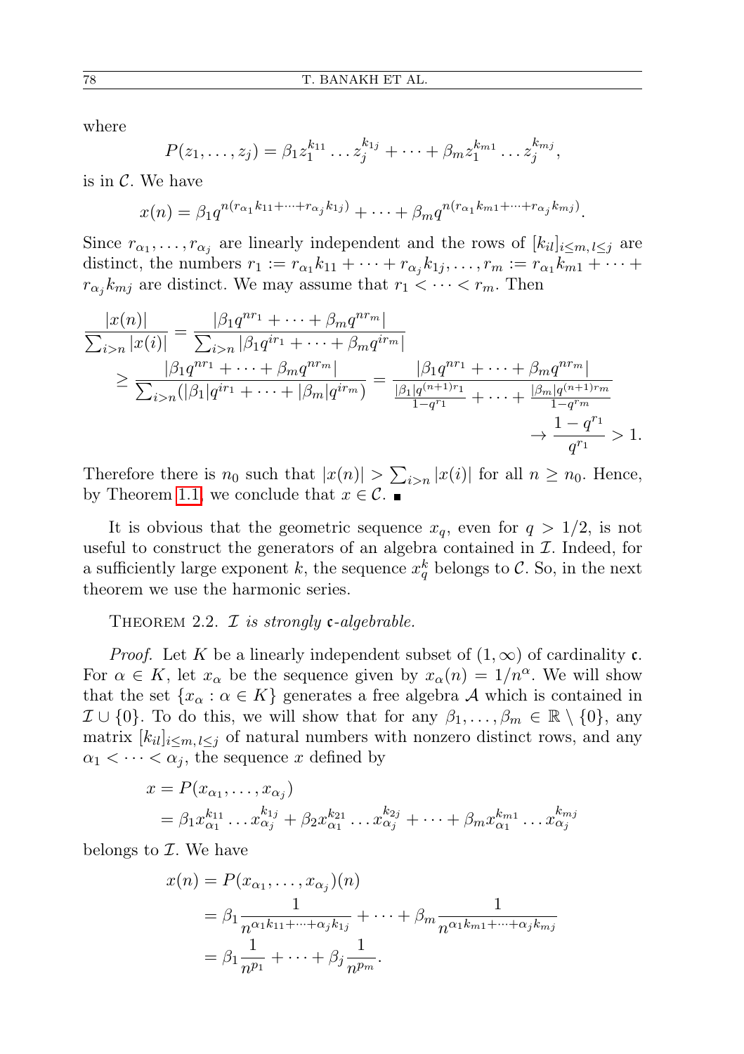where

$$P(z_1, \ldots, z_j) = \beta_1 z_1^{k_{11}} \ldots z_j^{k_{1j}} + \cdots + \beta_m z_1^{k_{m1}} \ldots z_j^{k_{mj}},$$

is in $\mathcal{C}$. We have

$$x(n) = \beta_1 q^{n(r_{\alpha_1} k_{11} + \cdots + r_{\alpha_j} k_{1j})} + \cdots + \beta_m q^{n(r_{\alpha_1} k_{m1} + \cdots + r_{\alpha_j} k_{mj})}.$$

Since $r_{\alpha_1}, \ldots, r_{\alpha_j}$ are linearly independent and the rows of $[k_{il}]_{i \leq m, l \leq j}$ are distinct, the numbers $r_1 := r_{\alpha_1} k_{11} + \cdots + r_{\alpha_j} k_{1j}, \ldots, r_m := r_{\alpha_1} k_{m1} + \cdots + r_{\alpha_j} k_{mj}$ are distinct. We may assume that $r_1 < \cdots < r_m$. Then

$$\begin{aligned}
\frac{|x(n)|}{\sum_{i>n} |x(i)|} &= \frac{|\beta_1 q^{nr_1} + \cdots + \beta_m q^{nr_m}|}{\sum_{i>n} |\beta_1 q^{ir_1} + \cdots + \beta_m q^{ir_m}|} \\
&\geq \frac{|\beta_1 q^{nr_1} + \cdots + \beta_m q^{nr_m}|}{\sum_{i>n} (|\beta_1| q^{ir_1} + \cdots + |\beta_m| q^{ir_m})} = \frac{|\beta_1 q^{nr_1} + \cdots + \beta_m q^{nr_m}|}{\frac{|\beta_1| q^{(n+1)r_1}}{1-q^{r_1}} + \cdots + \frac{|\beta_m| q^{(n+1)r_m}}{1-q^{r_m}}} \\
&\qquad \to \frac{1-q^{r_1}}{q^{r_1}} > 1.
\end{aligned}$$

Therefore there is $n_0$ such that $|x(n)| > \sum_{i>n} |x(i)|$ for all $n \geq n_0$. Hence, by Theorem 1.1, we conclude that $x \in \mathcal{C}$. ∎

It is obvious that the geometric sequence $x_q$, even for $q > 1/2$, is not useful to construct the generators of an algebra contained in $\mathcal{I}$. Indeed, for a sufficiently large exponent $k$, the sequence $x_q^k$ belongs to $\mathcal{C}$. So, in the next theorem we use the harmonic series.

THEOREM 2.2. *$\mathcal{I}$ is strongly $\mathfrak{c}$-algebrable.*

*Proof.* Let $K$ be a linearly independent subset of $(1, \infty)$ of cardinality $\mathfrak{c}$. For $\alpha \in K$, let $x_\alpha$ be the sequence given by $x_\alpha(n) = 1/n^\alpha$. We will show that the set $\{x_\alpha : \alpha \in K\}$ generates a free algebra $\mathcal{A}$ which is contained in $\mathcal{I} \cup \{0\}$. To do this, we will show that for any $\beta_1, \ldots, \beta_m \in \mathbb{R} \setminus \{0\}$, any matrix $[k_{il}]_{i \leq m, l \leq j}$ of natural numbers with nonzero distinct rows, and any $\alpha_1 < \cdots < \alpha_j$, the sequence $x$ defined by

$$\begin{aligned}
x &= P(x_{\alpha_1}, \ldots, x_{\alpha_j}) \\
&= \beta_1 x_{\alpha_1}^{k_{11}} \ldots x_{\alpha_j}^{k_{1j}} + \beta_2 x_{\alpha_1}^{k_{21}} \ldots x_{\alpha_j}^{k_{2j}} + \cdots + \beta_m x_{\alpha_1}^{k_{m1}} \ldots x_{\alpha_j}^{k_{mj}}
\end{aligned}$$

belongs to $\mathcal{I}$. We have

$$\begin{aligned}
x(n) &= P(x_{\alpha_1}, \ldots, x_{\alpha_j})(n) \\
&= \beta_1 \frac{1}{n^{\alpha_1 k_{11} + \cdots + \alpha_j k_{1j}}} + \cdots + \beta_m \frac{1}{n^{\alpha_1 k_{m1} + \cdots + \alpha_j k_{mj}}} \\
&= \beta_1 \frac{1}{n^{p_1}} + \cdots + \beta_j \frac{1}{n^{p_m}}.
\end{aligned}$$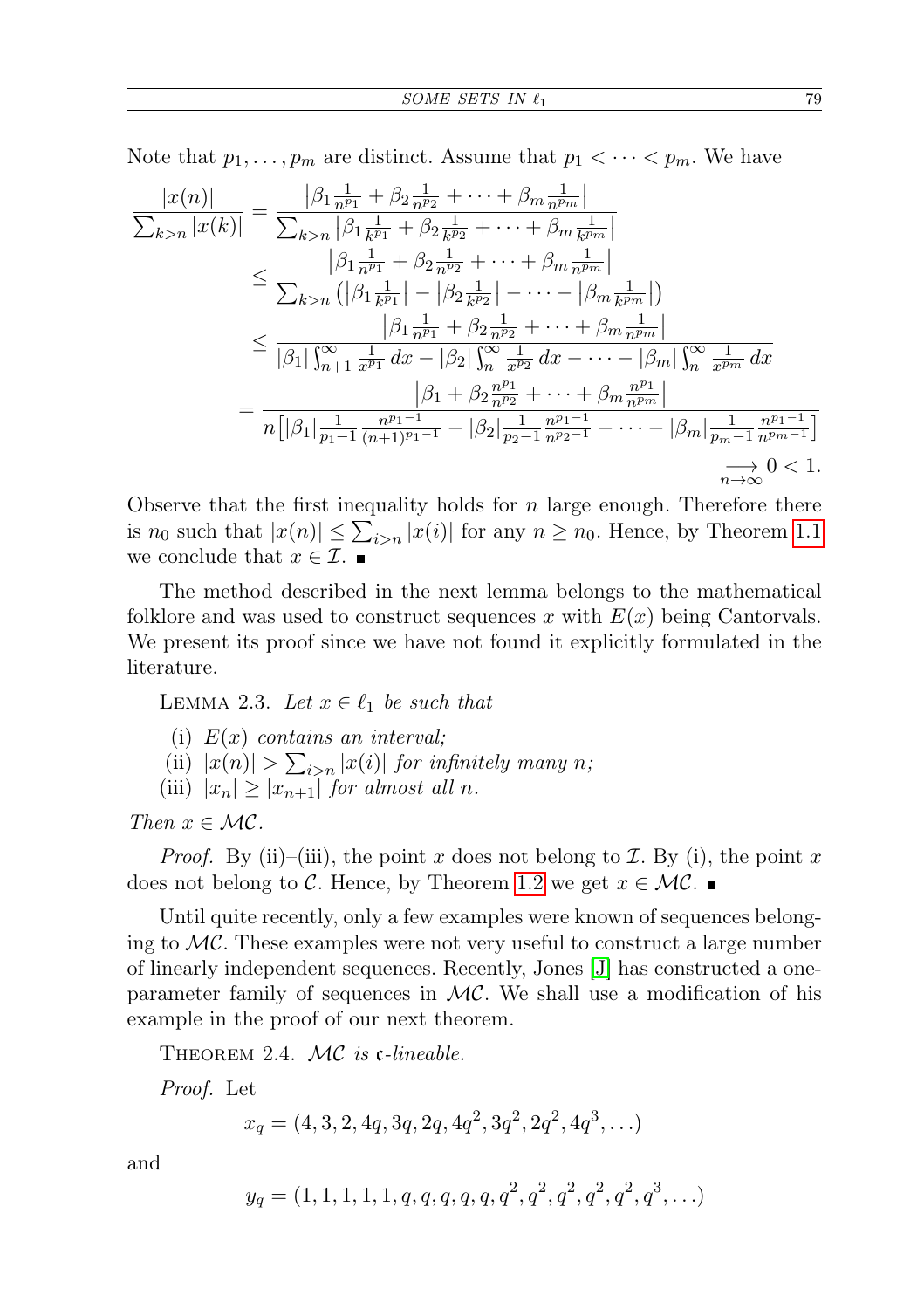Note that $p_1, \dots, p_m$ are distinct. Assume that $p_1 < \dots < p_m$. We have

$$
\begin{aligned}
\frac{|x(n)|}{\sum_{k>n}|x(k)|} &= \frac{\left|\beta_1 \frac{1}{n^{p_1}} + \beta_2 \frac{1}{n^{p_2}} + \dots + \beta_m \frac{1}{n^{p_m}}\right|}{\sum_{k>n}\left|\beta_1 \frac{1}{k^{p_1}} + \beta_2 \frac{1}{k^{p_2}} + \dots + \beta_m \frac{1}{k^{p_m}}\right|} \\
&\le \frac{\left|\beta_1 \frac{1}{n^{p_1}} + \beta_2 \frac{1}{n^{p_2}} + \dots + \beta_m \frac{1}{n^{p_m}}\right|}{\sum_{k>n}\left(\left|\beta_1 \frac{1}{k^{p_1}}\right| - \left|\beta_2 \frac{1}{k^{p_2}}\right| - \dots - \left|\beta_m \frac{1}{k^{p_m}}\right|\right)} \\
&\le \frac{\left|\beta_1 \frac{1}{n^{p_1}} + \beta_2 \frac{1}{n^{p_2}} + \dots + \beta_m \frac{1}{n^{p_m}}\right|}{|\beta_1|\int_{n+1}^{\infty} \frac{1}{x^{p_1}}\,dx - |\beta_2|\int_{n}^{\infty} \frac{1}{x^{p_2}}\,dx - \dots - |\beta_m|\int_{n}^{\infty} \frac{1}{x^{p_m}}\,dx} \\
&= \frac{\left|\beta_1 + \beta_2 \frac{n^{p_1}}{n^{p_2}} + \dots + \beta_m \frac{n^{p_1}}{n^{p_m}}\right|}{n\left[|\beta_1| \frac{1}{p_1-1}\frac{n^{p_1-1}}{(n+1)^{p_1-1}} - |\beta_2| \frac{1}{p_2-1}\frac{n^{p_1-1}}{n^{p_2-1}} - \dots - |\beta_m| \frac{1}{p_m-1}\frac{n^{p_1-1}}{n^{p_m-1}}\right]} \\
&\underset{n\to\infty}{\longrightarrow} 0 < 1.
\end{aligned}
$$

Observe that the first inequality holds for $n$ large enough. Therefore there is $n_0$ such that $|x(n)| \le \sum_{i>n}|x(i)|$ for any $n \ge n_0$. Hence, by Theorem 1.1 we conclude that $x \in \mathcal{I}$. ∎

The method described in the next lemma belongs to the mathematical folklore and was used to construct sequences $x$ with $E(x)$ being Cantorvals. We present its proof since we have not found it explicitly formulated in the literature.

LEMMA 2.3. *Let $x \in \ell_1$ be such that*

- (i) *$E(x)$ contains an interval;*
- (ii) *$|x(n)| > \sum_{i>n}|x(i)|$ for infinitely many $n$;*
- (iii) *$|x_n| \ge |x_{n+1}|$ for almost all $n$.*

*Then $x \in \mathcal{MC}$.*

*Proof.* By (ii)–(iii), the point $x$ does not belong to $\mathcal{I}$. By (i), the point $x$ does not belong to $\mathcal{C}$. Hence, by Theorem 1.2 we get $x \in \mathcal{MC}$. ∎

Until quite recently, only a few examples were known of sequences belonging to $\mathcal{MC}$. These examples were not very useful to construct a large number of linearly independent sequences. Recently, Jones [J] has constructed a one-parameter family of sequences in $\mathcal{MC}$. We shall use a modification of his example in the proof of our next theorem.

THEOREM 2.4. *$\mathcal{MC}$ is $\mathfrak{c}$-lineable.*

*Proof.* Let

$$
x_q = (4, 3, 2, 4q, 3q, 2q, 4q^2, 3q^2, 2q^2, 4q^3, \dots)
$$

and

$$
y_q = (1, 1, 1, 1, 1, q, q, q, q, q, q^2, q^2, q^2, q^2, q^2, q^3, \dots)
$$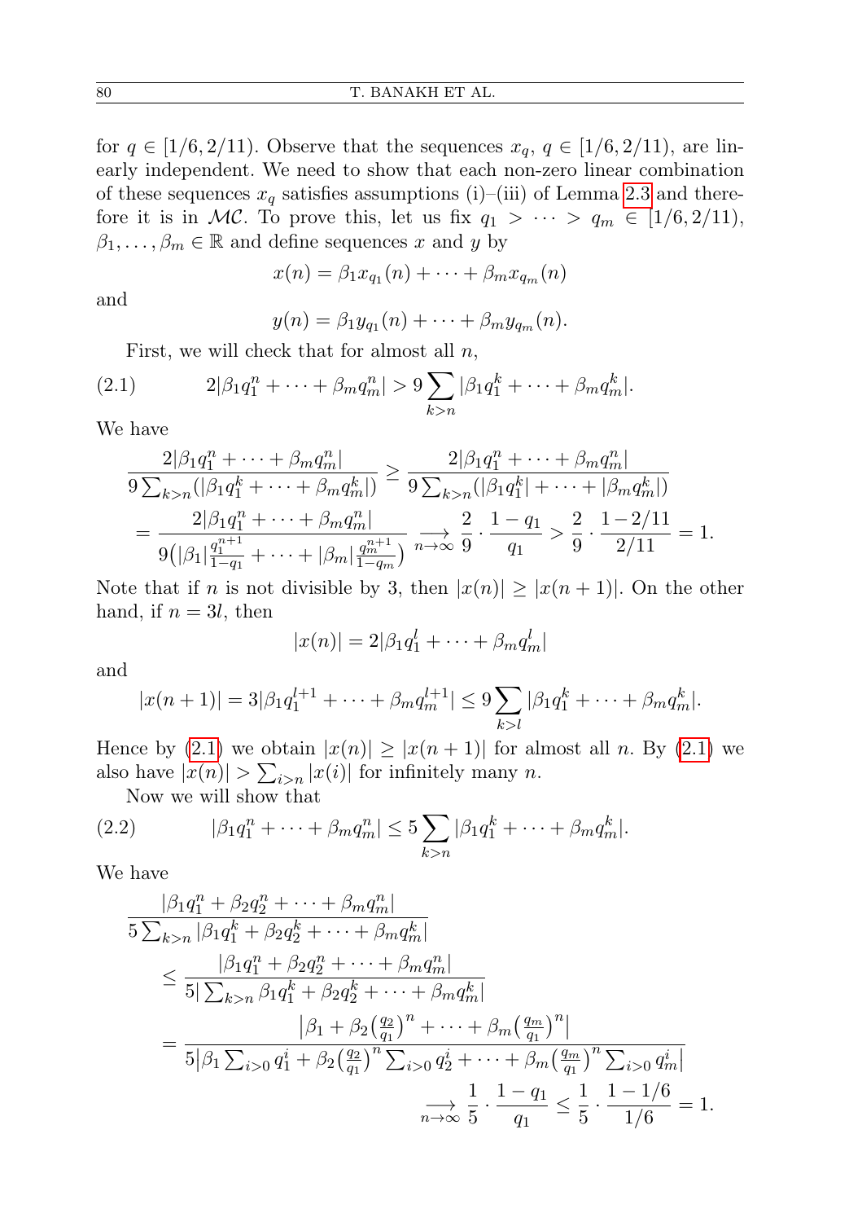for $q \in [1/6, 2/11)$. Observe that the sequences $x_q$, $q \in [1/6, 2/11)$, are linearly independent. We need to show that each non-zero linear combination of these sequences $x_q$ satisfies assumptions (i)–(iii) of Lemma 2.3 and therefore it is in $\mathcal{MC}$. To prove this, let us fix $q_1 > \cdots > q_m \in [1/6, 2/11)$, $\beta_1, \ldots, \beta_m \in \mathbb{R}$ and define sequences $x$ and $y$ by

$$x(n) = \beta_1 x_{q_1}(n) + \cdots + \beta_m x_{q_m}(n)$$

and

$$y(n) = \beta_1 y_{q_1}(n) + \cdots + \beta_m y_{q_m}(n).$$

First, we will check that for almost all $n$,

$$2|\beta_1 q_1^n + \cdots + \beta_m q_m^n| > 9 \sum_{k>n} |\beta_1 q_1^k + \cdots + \beta_m q_m^k|. \tag{2.1}$$

We have

$$\begin{aligned}
&\frac{2|\beta_1 q_1^n + \cdots + \beta_m q_m^n|}{9\sum_{k>n}(|\beta_1 q_1^k + \cdots + \beta_m q_m^k|)} \geq \frac{2|\beta_1 q_1^n + \cdots + \beta_m q_m^n|}{9\sum_{k>n}(|\beta_1 q_1^k| + \cdots + |\beta_m q_m^k|)} \\
&= \frac{2|\beta_1 q_1^n + \cdots + \beta_m q_m^n|}{9\big(|\beta_1|\frac{q_1^{n+1}}{1-q_1} + \cdots + |\beta_m|\frac{q_m^{n+1}}{1-q_m}\big)} \underset{n\to\infty}{\longrightarrow} \frac{2}{9} \cdot \frac{1-q_1}{q_1} > \frac{2}{9} \cdot \frac{1-2/11}{2/11} = 1.
\end{aligned}$$

Note that if $n$ is not divisible by 3, then $|x(n)| \geq |x(n+1)|$. On the other hand, if $n = 3l$, then

$$|x(n)| = 2|\beta_1 q_1^l + \cdots + \beta_m q_m^l|$$

and

$$|x(n+1)| = 3|\beta_1 q_1^{l+1} + \cdots + \beta_m q_m^{l+1}| \leq 9 \sum_{k>l} |\beta_1 q_1^k + \cdots + \beta_m q_m^k|.$$

Hence by (2.1) we obtain $|x(n)| \geq |x(n+1)|$ for almost all $n$. By (2.1) we also have $|x(n)| > \sum_{i>n} |x(i)|$ for infinitely many $n$.

Now we will show that

$$|\beta_1 q_1^n + \cdots + \beta_m q_m^n| \leq 5 \sum_{k>n} |\beta_1 q_1^k + \cdots + \beta_m q_m^k|. \tag{2.2}$$

We have

$$\begin{aligned}
&\frac{|\beta_1 q_1^n + \beta_2 q_2^n + \cdots + \beta_m q_m^n|}{5\sum_{k>n}|\beta_1 q_1^k + \beta_2 q_2^k + \cdots + \beta_m q_m^k|} \\
&\quad \leq \frac{|\beta_1 q_1^n + \beta_2 q_2^n + \cdots + \beta_m q_m^n|}{5|\sum_{k>n}\beta_1 q_1^k + \beta_2 q_2^k + \cdots + \beta_m q_m^k|} \\
&\quad = \frac{\big|\beta_1 + \beta_2\big(\frac{q_2}{q_1}\big)^n + \cdots + \beta_m\big(\frac{q_m}{q_1}\big)^n\big|}{5\big|\beta_1\sum_{i>0} q_1^i + \beta_2\big(\frac{q_2}{q_1}\big)^n\sum_{i>0} q_2^i + \cdots + \beta_m\big(\frac{q_m}{q_1}\big)^n\sum_{i>0} q_m^i\big|} \\
&\qquad\qquad \underset{n\to\infty}{\longrightarrow} \frac{1}{5} \cdot \frac{1-q_1}{q_1} \leq \frac{1}{5} \cdot \frac{1-1/6}{1/6} = 1.
\end{aligned}$$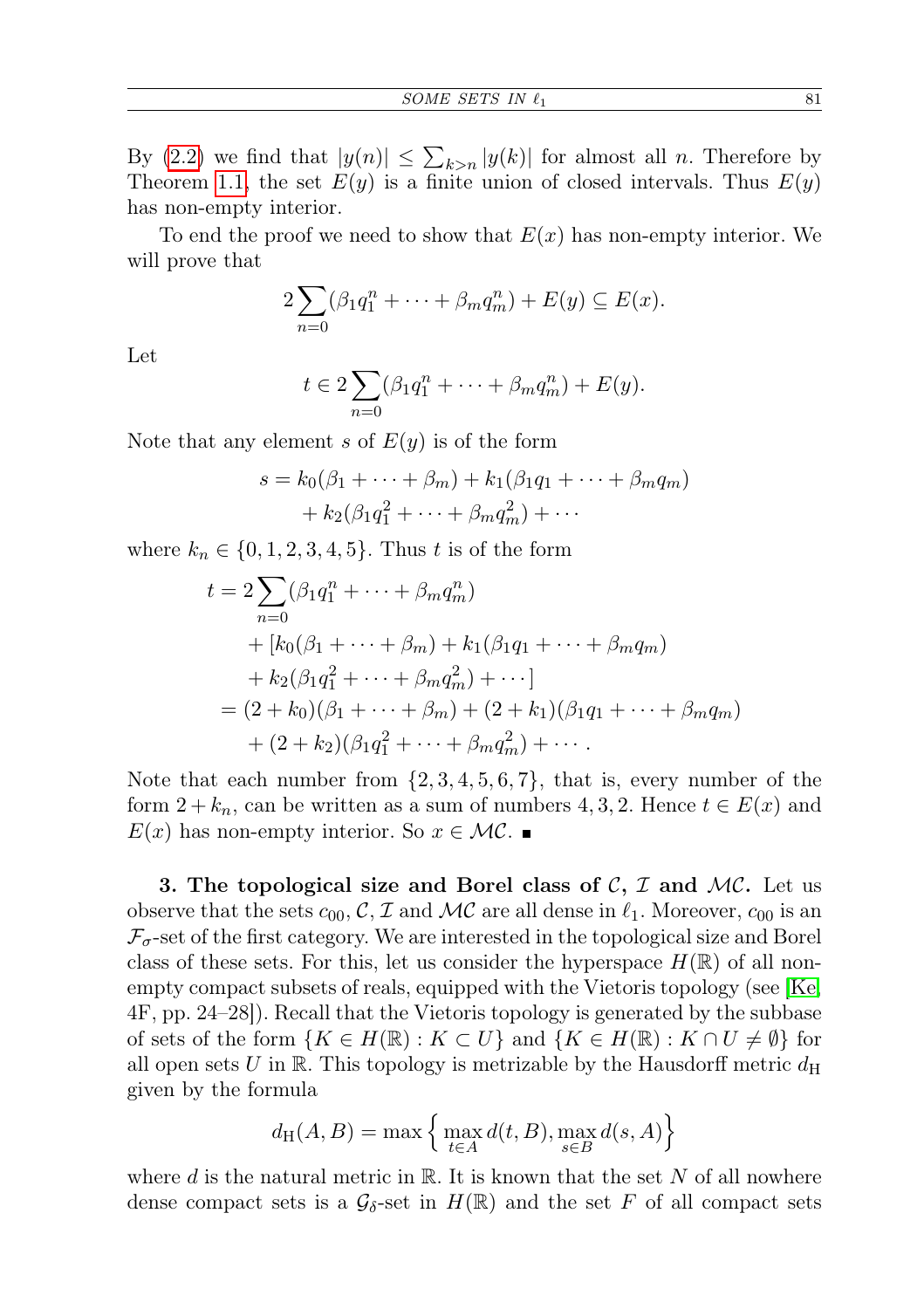By (2.2) we find that $|y(n)| \leq \sum_{k>n} |y(k)|$ for almost all $n$. Therefore by Theorem 1.1, the set $E(y)$ is a finite union of closed intervals. Thus $E(y)$ has non-empty interior.

To end the proof we need to show that $E(x)$ has non-empty interior. We will prove that

$$2\sum_{n=0}(\beta_1 q_1^n + \cdots + \beta_m q_m^n) + E(y) \subseteq E(x).$$

Let

$$t \in 2\sum_{n=0}(\beta_1 q_1^n + \cdots + \beta_m q_m^n) + E(y).$$

Note that any element $s$ of $E(y)$ is of the form

$$\begin{aligned} s &= k_0(\beta_1 + \cdots + \beta_m) + k_1(\beta_1 q_1 + \cdots + \beta_m q_m) \\ &\quad + k_2(\beta_1 q_1^2 + \cdots + \beta_m q_m^2) + \cdots \end{aligned}$$

where $k_n \in \{0, 1, 2, 3, 4, 5\}$. Thus $t$ is of the form

$$\begin{aligned} t &= 2\sum_{n=0}(\beta_1 q_1^n + \cdots + \beta_m q_m^n) \\ &\quad + [k_0(\beta_1 + \cdots + \beta_m) + k_1(\beta_1 q_1 + \cdots + \beta_m q_m) \\ &\quad + k_2(\beta_1 q_1^2 + \cdots + \beta_m q_m^2) + \cdots] \\ &= (2 + k_0)(\beta_1 + \cdots + \beta_m) + (2 + k_1)(\beta_1 q_1 + \cdots + \beta_m q_m) \\ &\quad + (2 + k_2)(\beta_1 q_1^2 + \cdots + \beta_m q_m^2) + \cdots . \end{aligned}$$

Note that each number from $\{2, 3, 4, 5, 6, 7\}$, that is, every number of the form $2 + k_n$, can be written as a sum of numbers 4, 3, 2. Hence $t \in E(x)$ and $E(x)$ has non-empty interior. So $x \in \mathcal{MC}$. ∎

**3. The topological size and Borel class of $\mathcal{C}$, $\mathcal{I}$ and $\mathcal{MC}$.** Let us observe that the sets $c_{00}$, $\mathcal{C}$, $\mathcal{I}$ and $\mathcal{MC}$ are all dense in $\ell_1$. Moreover, $c_{00}$ is an $\mathcal{F}_\sigma$-set of the first category. We are interested in the topological size and Borel class of these sets. For this, let us consider the hyperspace $H(\mathbb{R})$ of all non-empty compact subsets of reals, equipped with the Vietoris topology (see [Ke, 4F, pp. 24–28]). Recall that the Vietoris topology is generated by the subbase of sets of the form $\{K \in H(\mathbb{R}) : K \subset U\}$ and $\{K \in H(\mathbb{R}) : K \cap U \neq \emptyset\}$ for all open sets $U$ in $\mathbb{R}$. This topology is metrizable by the Hausdorff metric $d_{\mathrm{H}}$ given by the formula

$$d_{\mathrm{H}}(A, B) = \max\Big\{\max_{t\in A} d(t, B), \max_{s\in B} d(s, A)\Big\}$$

where $d$ is the natural metric in $\mathbb{R}$. It is known that the set $N$ of all nowhere dense compact sets is a $\mathcal{G}_\delta$-set in $H(\mathbb{R})$ and the set $F$ of all compact sets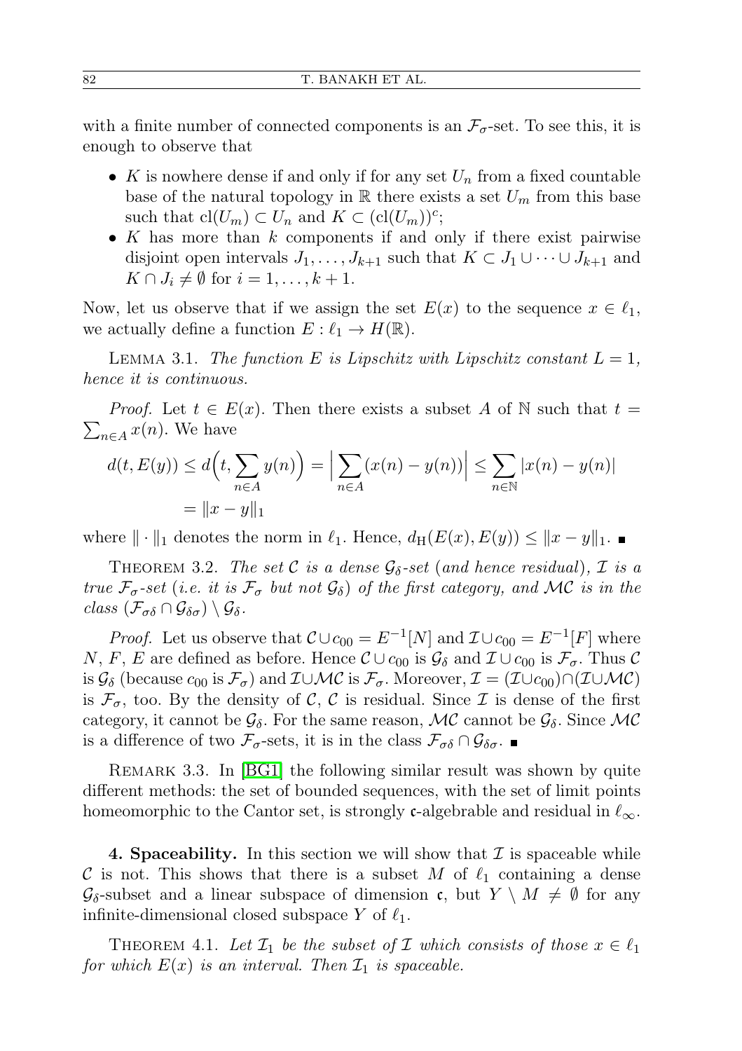with a finite number of connected components is an $\mathcal{F}_\sigma$-set. To see this, it is enough to observe that

- $K$ is nowhere dense if and only if for any set $U_n$ from a fixed countable base of the natural topology in $\mathbb{R}$ there exists a set $U_m$ from this base such that $\mathrm{cl}(U_m) \subset U_n$ and $K \subset (\mathrm{cl}(U_m))^c$;
- $K$ has more than $k$ components if and only if there exist pairwise disjoint open intervals $J_1, \dots, J_{k+1}$ such that $K \subset J_1 \cup \dots \cup J_{k+1}$ and $K \cap J_i \neq \emptyset$ for $i = 1, \dots, k+1$.

Now, let us observe that if we assign the set $E(x)$ to the sequence $x \in \ell_1$, we actually define a function $E : \ell_1 \to H(\mathbb{R})$.

Lemma 3.1. *The function $E$ is Lipschitz with Lipschitz constant $L = 1$, hence it is continuous.*

*Proof.* Let $t \in E(x)$. Then there exists a subset $A$ of $\mathbb{N}$ such that $t = \sum_{n \in A} x(n)$. We have

$$d(t, E(y)) \le d\Big(t, \sum_{n\in A} y(n)\Big) = \Big|\sum_{n\in A}(x(n) - y(n))\Big| \le \sum_{n\in\mathbb{N}} |x(n) - y(n)| = \|x - y\|_1$$

where $\|\cdot\|_1$ denotes the norm in $\ell_1$. Hence, $d_{\mathrm{H}}(E(x), E(y)) \le \|x - y\|_1$. ∎

Theorem 3.2. *The set $\mathcal{C}$ is a dense $\mathcal{G}_\delta$-set (and hence residual), $\mathcal{I}$ is a true $\mathcal{F}_\sigma$-set (i.e. it is $\mathcal{F}_\sigma$ but not $\mathcal{G}_\delta$) of the first category, and $\mathcal{MC}$ is in the class $(\mathcal{F}_{\sigma\delta} \cap \mathcal{G}_{\delta\sigma}) \setminus \mathcal{G}_\delta$.*

*Proof.* Let us observe that $\mathcal{C} \cup c_{00} = E^{-1}[N]$ and $\mathcal{I} \cup c_{00} = E^{-1}[F]$ where $N$, $F$, $E$ are defined as before. Hence $\mathcal{C} \cup c_{00}$ is $\mathcal{G}_\delta$ and $\mathcal{I} \cup c_{00}$ is $\mathcal{F}_\sigma$. Thus $\mathcal{C}$ is $\mathcal{G}_\delta$ (because $c_{00}$ is $\mathcal{F}_\sigma$) and $\mathcal{I} \cup \mathcal{MC}$ is $\mathcal{F}_\sigma$. Moreover, $\mathcal{I} = (\mathcal{I} \cup c_{00}) \cap (\mathcal{I} \cup \mathcal{MC})$ is $\mathcal{F}_\sigma$, too. By the density of $\mathcal{C}$, $\mathcal{C}$ is residual. Since $\mathcal{I}$ is dense of the first category, it cannot be $\mathcal{G}_\delta$. For the same reason, $\mathcal{MC}$ cannot be $\mathcal{G}_\delta$. Since $\mathcal{MC}$ is a difference of two $\mathcal{F}_\sigma$-sets, it is in the class $\mathcal{F}_{\sigma\delta} \cap \mathcal{G}_{\delta\sigma}$. ∎

Remark 3.3. In [BG1] the following similar result was shown by quite different methods: the set of bounded sequences, with the set of limit points homeomorphic to the Cantor set, is strongly $\mathfrak{c}$-algebrable and residual in $\ell_\infty$.

**4. Spaceability.** In this section we will show that $\mathcal{I}$ is spaceable while $\mathcal{C}$ is not. This shows that there is a subset $M$ of $\ell_1$ containing a dense $\mathcal{G}_\delta$-subset and a linear subspace of dimension $\mathfrak{c}$, but $Y \setminus M \neq \emptyset$ for any infinite-dimensional closed subspace $Y$ of $\ell_1$.

Theorem 4.1. *Let $\mathcal{I}_1$ be the subset of $\mathcal{I}$ which consists of those $x \in \ell_1$ for which $E(x)$ is an interval. Then $\mathcal{I}_1$ is spaceable.*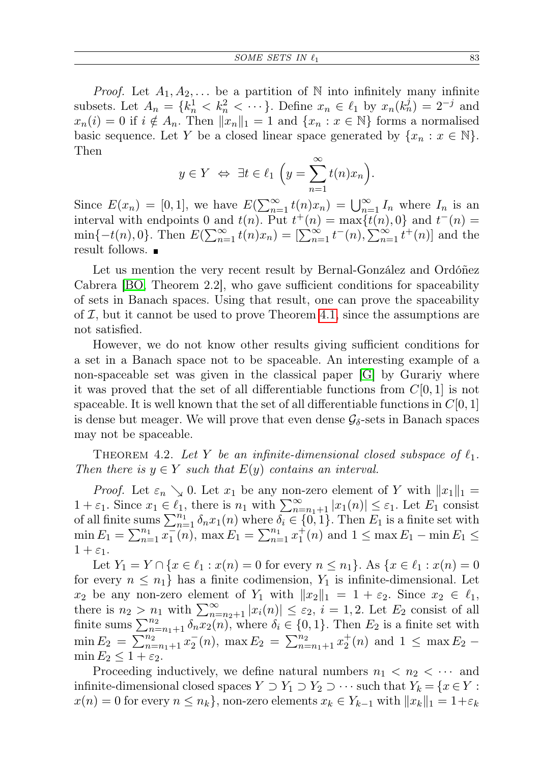*Proof.* Let $A_1, A_2, \dots$ be a partition of $\mathbb{N}$ into infinitely many infinite subsets. Let $A_n = \{k_n^1 < k_n^2 < \cdots\}$. Define $x_n \in \ell_1$ by $x_n(k_n^j) = 2^{-j}$ and $x_n(i) = 0$ if $i \notin A_n$. Then $\|x_n\|_1 = 1$ and $\{x_n : x \in \mathbb{N}\}$ forms a normalised basic sequence. Let $Y$ be a closed linear space generated by $\{x_n : x \in \mathbb{N}\}$. Then

$$y \in Y \iff \exists t \in \ell_1 \Big(y = \sum_{n=1}^{\infty} t(n) x_n\Big).$$

Since $E(x_n) = [0,1]$, we have $E(\sum_{n=1}^{\infty} t(n)x_n) = \bigcup_{n=1}^{\infty} I_n$ where $I_n$ is an interval with endpoints 0 and $t(n)$. Put $t^+(n) = \max\{t(n), 0\}$ and $t^-(n) = \min\{-t(n), 0\}$. Then $E(\sum_{n=1}^{\infty} t(n)x_n) = [\sum_{n=1}^{\infty} t^-(n), \sum_{n=1}^{\infty} t^+(n)]$ and the result follows. ∎

Let us mention the very recent result by Bernal-González and Ordóñez Cabrera [BO, Theorem 2.2], who gave sufficient conditions for spaceability of sets in Banach spaces. Using that result, one can prove the spaceability of $\mathcal{I}$, but it cannot be used to prove Theorem 4.1, since the assumptions are not satisfied.

However, we do not know other results giving sufficient conditions for a set in a Banach space not to be spaceable. An interesting example of a non-spaceable set was given in the classical paper [G] by Gurariy where it was proved that the set of all differentiable functions from $C[0,1]$ is not spaceable. It is well known that the set of all differentiable functions in $C[0,1]$ is dense but meager. We will prove that even dense $\mathcal{G}_\delta$-sets in Banach spaces may not be spaceable.

Theorem 4.2. *Let $Y$ be an infinite-dimensional closed subspace of $\ell_1$. Then there is $y \in Y$ such that $E(y)$ contains an interval.*

*Proof.* Let $\varepsilon_n \searrow 0$. Let $x_1$ be any non-zero element of $Y$ with $\|x_1\|_1 = 1 + \varepsilon_1$. Since $x_1 \in \ell_1$, there is $n_1$ with $\sum_{n=n_1+1}^{\infty} |x_1(n)| \le \varepsilon_1$. Let $E_1$ consist of all finite sums $\sum_{n=1}^{n_1} \delta_n x_1(n)$ where $\delta_i \in \{0,1\}$. Then $E_1$ is a finite set with $\min E_1 = \sum_{n=1}^{n_1} x_1^-(n)$, $\max E_1 = \sum_{n=1}^{n_1} x_1^+(n)$ and $1 \le \max E_1 - \min E_1 \le 1 + \varepsilon_1$.

Let $Y_1 = Y \cap \{x \in \ell_1 : x(n) = 0 \text{ for every } n \le n_1\}$. As $\{x \in \ell_1 : x(n) = 0$ for every $n \le n_1\}$ has a finite codimension, $Y_1$ is infinite-dimensional. Let $x_2$ be any non-zero element of $Y_1$ with $\|x_2\|_1 = 1 + \varepsilon_2$. Since $x_2 \in \ell_1$, there is $n_2 > n_1$ with $\sum_{n=n_2+1}^{\infty} |x_i(n)| \le \varepsilon_2$, $i = 1, 2$. Let $E_2$ consist of all finite sums $\sum_{n=n_1+1}^{n_2} \delta_n x_2(n)$, where $\delta_i \in \{0,1\}$. Then $E_2$ is a finite set with $\min E_2 = \sum_{n=n_1+1}^{n_2} x_2^-(n)$, $\max E_2 = \sum_{n=n_1+1}^{n_2} x_2^+(n)$ and $1 \le \max E_2 - \min E_2 \le 1 + \varepsilon_2$.

Proceeding inductively, we define natural numbers $n_1 < n_2 < \cdots$ and infinite-dimensional closed spaces $Y \supset Y_1 \supset Y_2 \supset \cdots$ such that $Y_k = \{x \in Y : x(n) = 0 \text{ for every } n \le n_k\}$, non-zero elements $x_k \in Y_{k-1}$ with $\|x_k\|_1 = 1 + \varepsilon_k$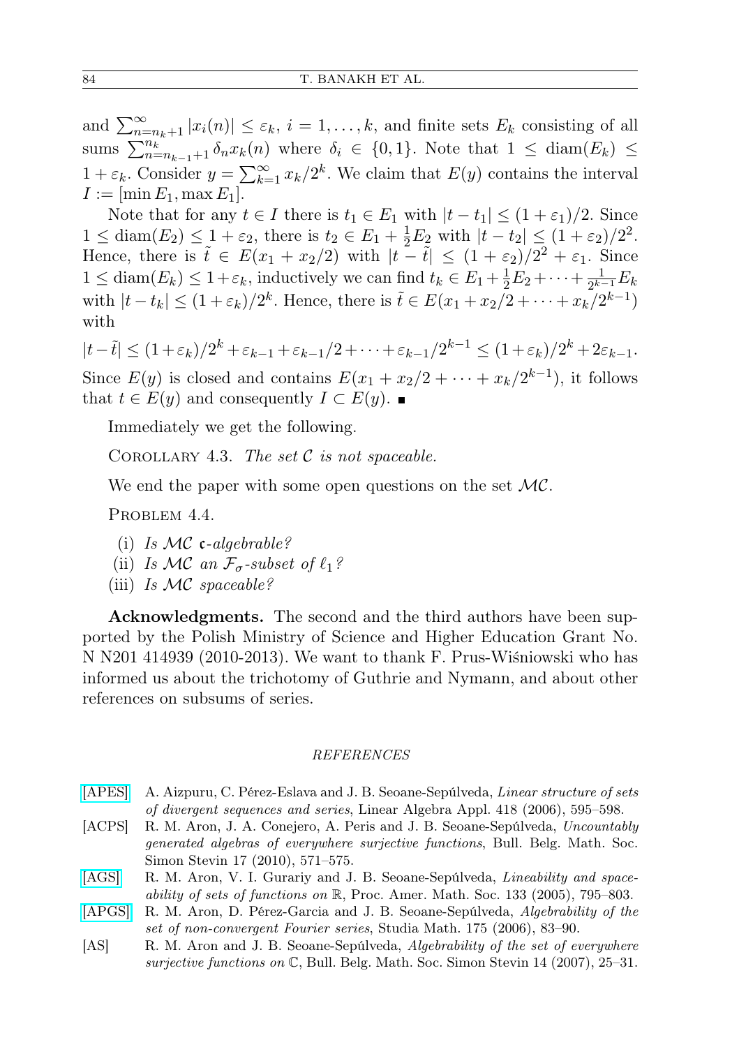and $\sum_{n=n_k+1}^{\infty} |x_i(n)| \le \varepsilon_k$, $i = 1, \ldots, k$, and finite sets $E_k$ consisting of all sums $\sum_{n=n_{k-1}+1}^{n_k} \delta_n x_k(n)$ where $\delta_i \in \{0,1\}$. Note that $1 \le \operatorname{diam}(E_k) \le 1 + \varepsilon_k$. Consider $y = \sum_{k=1}^{\infty} x_k/2^k$. We claim that $E(y)$ contains the interval $I := [\min E_1, \max E_1]$.

Note that for any $t \in I$ there is $t_1 \in E_1$ with $|t - t_1| \le (1+\varepsilon_1)/2$. Since $1 \le \operatorname{diam}(E_2) \le 1 + \varepsilon_2$, there is $t_2 \in E_1 + \frac{1}{2}E_2$ with $|t - t_2| \le (1+\varepsilon_2)/2^2$. Hence, there is $\tilde{t} \in E(x_1 + x_2/2)$ with $|t - \tilde{t}| \le (1+\varepsilon_2)/2^2 + \varepsilon_1$. Since $1 \le \operatorname{diam}(E_k) \le 1 + \varepsilon_k$, inductively we can find $t_k \in E_1 + \frac{1}{2}E_2 + \cdots + \frac{1}{2^{k-1}}E_k$ with $|t - t_k| \le (1+\varepsilon_k)/2^k$. Hence, there is $\tilde{t} \in E(x_1 + x_2/2 + \cdots + x_k/2^{k-1})$ with

$$|t - \tilde{t}| \le (1+\varepsilon_k)/2^k + \varepsilon_{k-1} + \varepsilon_{k-1}/2 + \cdots + \varepsilon_{k-1}/2^{k-1} \le (1+\varepsilon_k)/2^k + 2\varepsilon_{k-1}.$$

Since $E(y)$ is closed and contains $E(x_1 + x_2/2 + \cdots + x_k/2^{k-1})$, it follows that $t \in E(y)$ and consequently $I \subset E(y)$. ∎

Immediately we get the following.

Corollary 4.3. *The set $\mathcal{C}$ is not spaceable.*

We end the paper with some open questions on the set $\mathcal{MC}$.

Problem 4.4.

(i) *Is $\mathcal{MC}$ $\mathfrak{c}$-algebrable?*
(ii) *Is $\mathcal{MC}$ an $\mathcal{F}_\sigma$-subset of $\ell_1$?*
(iii) *Is $\mathcal{MC}$ spaceable?*

**Acknowledgments.** The second and the third authors have been supported by the Polish Ministry of Science and Higher Education Grant No. N N201 414939 (2010-2013). We want to thank F. Prus-Wiśniowski who has informed us about the trichotomy of Guthrie and Nymann, and about other references on subsums of series.

## REFERENCES

[APES] A. Aizpuru, C. Pérez-Eslava and J. B. Seoane-Sepúlveda, *Linear structure of sets of divergent sequences and series*, Linear Algebra Appl. 418 (2006), 595–598.

[ACPS] R. M. Aron, J. A. Conejero, A. Peris and J. B. Seoane-Sepúlveda, *Uncountably generated algebras of everywhere surjective functions*, Bull. Belg. Math. Soc. Simon Stevin 17 (2010), 571–575.

[AGS] R. M. Aron, V. I. Gurariy and J. B. Seoane-Sepúlveda, *Lineability and spaceability of sets of functions on* $\mathbb{R}$, Proc. Amer. Math. Soc. 133 (2005), 795–803.

[APGS] R. M. Aron, D. Pérez-Garcia and J. B. Seoane-Sepúlveda, *Algebrability of the set of non-convergent Fourier series*, Studia Math. 175 (2006), 83–90.

[AS] R. M. Aron and J. B. Seoane-Sepúlveda, *Algebrability of the set of everywhere surjective functions on* $\mathbb{C}$, Bull. Belg. Math. Soc. Simon Stevin 14 (2007), 25–31.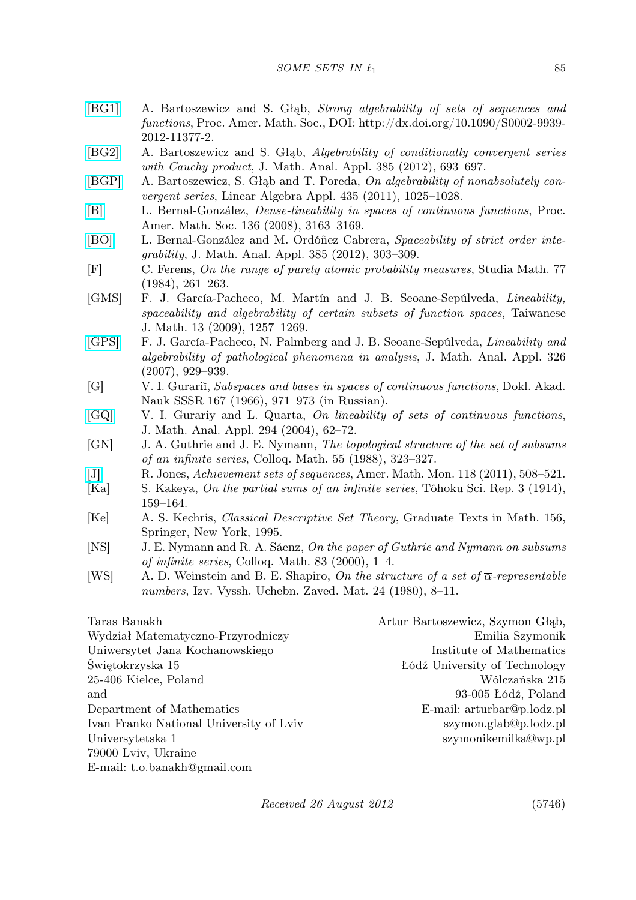[BG1] A. Bartoszewicz and S. Głąb, *Strong algebrability of sets of sequences and functions*, Proc. Amer. Math. Soc., DOI: http://dx.doi.org/10.1090/S0002-9939-2012-11377-2.

[BG2] A. Bartoszewicz and S. Głąb, *Algebrability of conditionally convergent series with Cauchy product*, J. Math. Anal. Appl. 385 (2012), 693–697.

[BGP] A. Bartoszewicz, S. Głąb and T. Poreda, *On algebrability of nonabsolutely convergent series*, Linear Algebra Appl. 435 (2011), 1025–1028.

[B] L. Bernal-González, *Dense-lineability in spaces of continuous functions*, Proc. Amer. Math. Soc. 136 (2008), 3163–3169.

[BO] L. Bernal-González and M. Ordóñez Cabrera, *Spaceability of strict order integrability*, J. Math. Anal. Appl. 385 (2012), 303–309.

[F] C. Ferens, *On the range of purely atomic probability measures*, Studia Math. 77 (1984), 261–263.

[GMS] F. J. García-Pacheco, M. Martín and J. B. Seoane-Sepúlveda, *Lineability, spaceability and algebrability of certain subsets of function spaces*, Taiwanese J. Math. 13 (2009), 1257–1269.

[GPS] F. J. García-Pacheco, N. Palmberg and J. B. Seoane-Sepúlveda, *Lineability and algebrability of pathological phenomena in analysis*, J. Math. Anal. Appl. 326 (2007), 929–939.

[G] V. I. Gurariĭ, *Subspaces and bases in spaces of continuous functions*, Dokl. Akad. Nauk SSSR 167 (1966), 971–973 (in Russian).

[GQ] V. I. Gurariy and L. Quarta, *On lineability of sets of continuous functions*, J. Math. Anal. Appl. 294 (2004), 62–72.

[GN] J. A. Guthrie and J. E. Nymann, *The topological structure of the set of subsums of an infinite series*, Colloq. Math. 55 (1988), 323–327.

[J] R. Jones, *Achievement sets of sequences*, Amer. Math. Mon. 118 (2011), 508–521.

[Ka] S. Kakeya, *On the partial sums of an infinite series*, Tôhoku Sci. Rep. 3 (1914), 159–164.

[Ke] A. S. Kechris, *Classical Descriptive Set Theory*, Graduate Texts in Math. 156, Springer, New York, 1995.

[NS] J. E. Nymann and R. A. Sáenz, *On the paper of Guthrie and Nymann on subsums of infinite series*, Colloq. Math. 83 (2000), 1–4.

[WS] A. D. Weinstein and B. E. Shapiro, *On the structure of a set of $\overline{\alpha}$-representable numbers*, Izv. Vyssh. Uchebn. Zaved. Mat. 24 (1980), 8–11.

Taras Banakh
Wydział Matematyczno-Przyrodniczy
Uniwersytet Jana Kochanowskiego
Świętokrzyska 15
25-406 Kielce, Poland
and
Department of Mathematics
Ivan Franko National University of Lviv
Universytetska 1
79000 Lviv, Ukraine
E-mail: t.o.banakh@gmail.com

Artur Bartoszewicz, Szymon Głąb,
Emilia Szymonik
Institute of Mathematics
Łódź University of Technology
Wólczańska 215
93-005 Łódź, Poland
E-mail: arturbar@p.lodz.pl
szymon.glab@p.lodz.pl
szymonikemilka@wp.pl

*Received 26 August 2012* (5746)